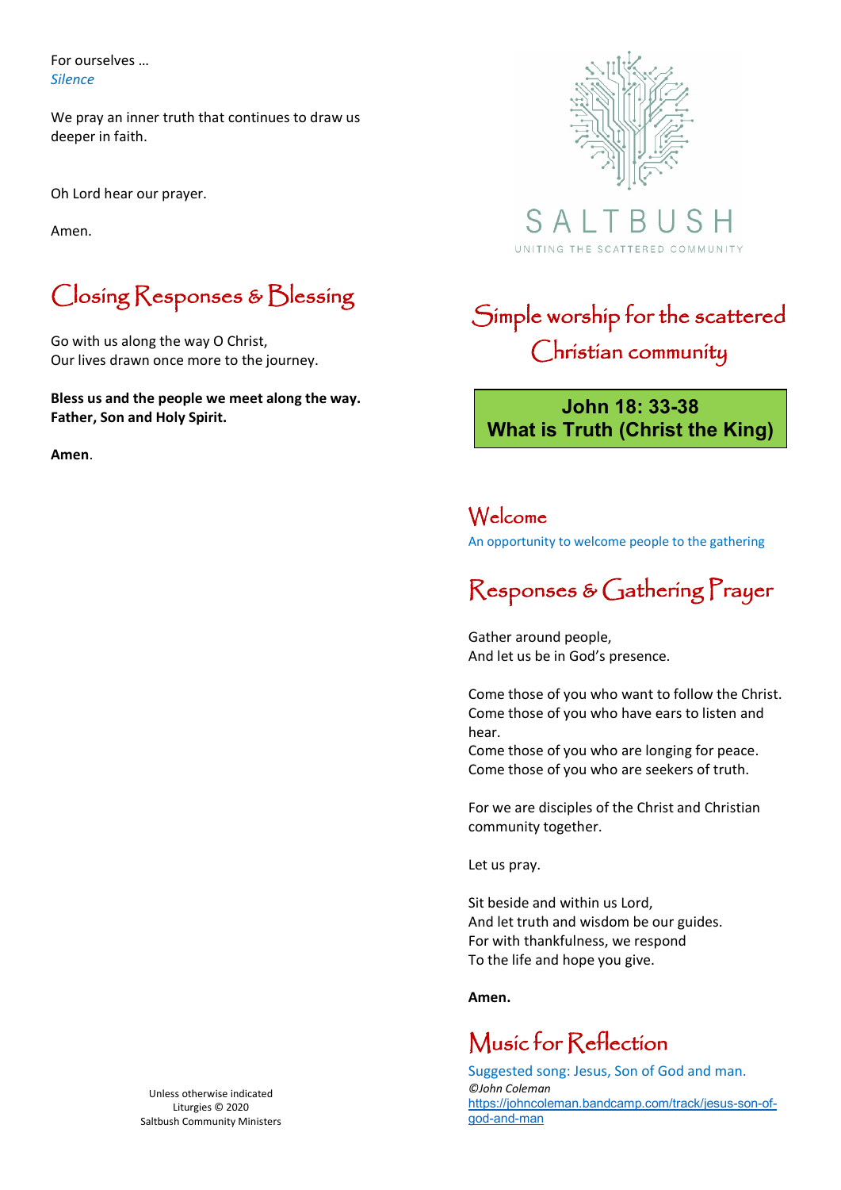For ourselves …
*Silence*

We pray an inner truth that continues to draw us deeper in faith.

Oh Lord hear our prayer.

Amen.

## Closing Responses & Blessing

Go with us along the way O Christ,
Our lives drawn once more to the journey.

**Bless us and the people we meet along the way.**
**Father, Son and Holy Spirit.**

**Amen**.

Unless otherwise indicated
Liturgies © 2020
Saltbush Community Ministers

SALTBUSH
UNITING THE SCATTERED COMMUNITY

# Simple worship for the scattered Christian community

**John 18: 33-38**
**What is Truth (Christ the King)**

## Welcome

An opportunity to welcome people to the gathering

## Responses & Gathering Prayer

Gather around people,
And let us be in God's presence.

Come those of you who want to follow the Christ.
Come those of you who have ears to listen and hear.
Come those of you who are longing for peace.
Come those of you who are seekers of truth.

For we are disciples of the Christ and Christian community together.

Let us pray.

Sit beside and within us Lord,
And let truth and wisdom be our guides.
For with thankfulness, we respond
To the life and hope you give.

**Amen.**

## Music for Reflection

Suggested song: Jesus, Son of God and man.
*©John Coleman*
https://johncoleman.bandcamp.com/track/jesus-son-of-god-and-man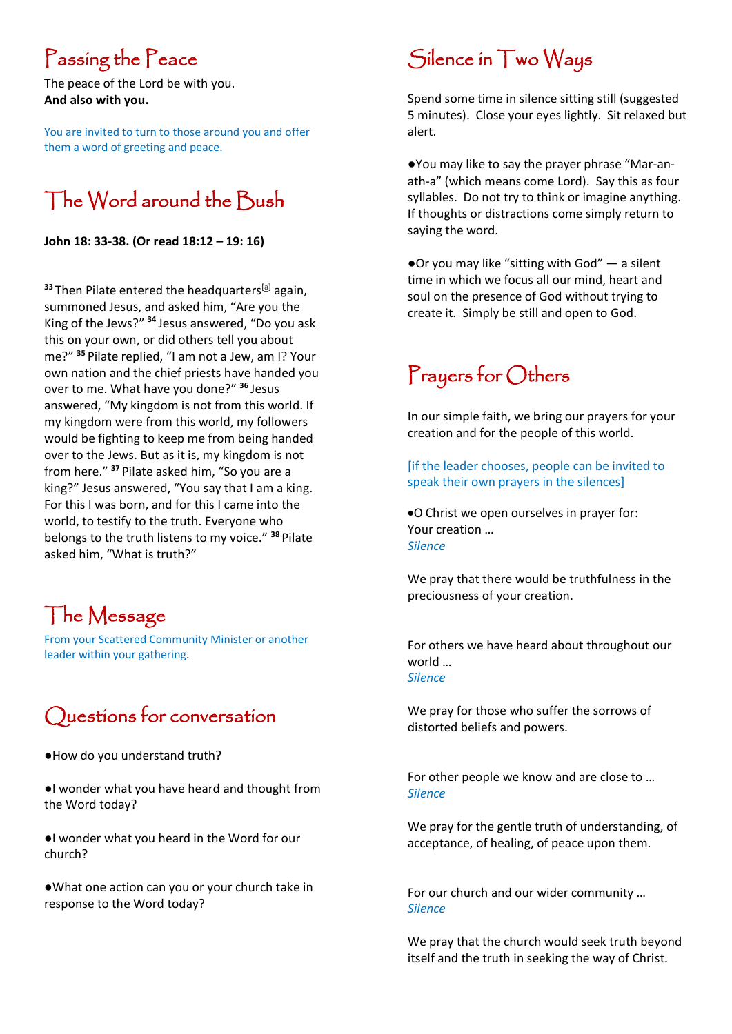## Passing the Peace

The peace of the Lord be with you.
**And also with you.**

You are invited to turn to those around you and offer them a word of greeting and peace.

## The Word around the Bush

**John 18: 33-38. (Or read 18:12 – 19: 16)**

33 Then Pilate entered the headquarters[a] again, summoned Jesus, and asked him, “Are you the King of the Jews?” 34 Jesus answered, “Do you ask this on your own, or did others tell you about me?” 35 Pilate replied, “I am not a Jew, am I? Your own nation and the chief priests have handed you over to me. What have you done?” 36 Jesus answered, “My kingdom is not from this world. If my kingdom were from this world, my followers would be fighting to keep me from being handed over to the Jews. But as it is, my kingdom is not from here.” 37 Pilate asked him, “So you are a king?” Jesus answered, “You say that I am a king. For this I was born, and for this I came into the world, to testify to the truth. Everyone who belongs to the truth listens to my voice.” 38 Pilate asked him, “What is truth?”

## The Message

From your Scattered Community Minister or another leader within your gathering.

## Questions for conversation

●How do you understand truth?

●I wonder what you have heard and thought from the Word today?

●I wonder what you heard in the Word for our church?

●What one action can you or your church take in response to the Word today?

## Silence in Two Ways

Spend some time in silence sitting still (suggested 5 minutes). Close your eyes lightly. Sit relaxed but alert.

●You may like to say the prayer phrase “Mar-an-ath-a” (which means come Lord). Say this as four syllables. Do not try to think or imagine anything. If thoughts or distractions come simply return to saying the word.

●Or you may like “sitting with God” — a silent time in which we focus all our mind, heart and soul on the presence of God without trying to create it. Simply be still and open to God.

## Prayers for Others

In our simple faith, we bring our prayers for your creation and for the people of this world.

[if the leader chooses, people can be invited to speak their own prayers in the silences]

●O Christ we open ourselves in prayer for:
Your creation …
*Silence*

We pray that there would be truthfulness in the preciousness of your creation.

For others we have heard about throughout our world …
*Silence*

We pray for those who suffer the sorrows of distorted beliefs and powers.

For other people we know and are close to …
*Silence*

We pray for the gentle truth of understanding, of acceptance, of healing, of peace upon them.

For our church and our wider community …
*Silence*

We pray that the church would seek truth beyond itself and the truth in seeking the way of Christ.